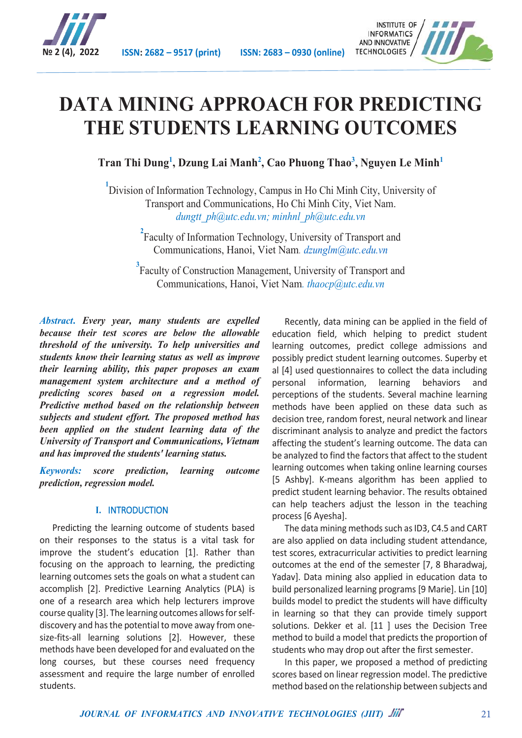# DATA MINING APPROACH FOR PREDICTING THE STUDENTS LEARNING OUTCOMES

**Tran Thi Dung[1], Dzung Lai Manh[2], Cao Phuong Thao[3], Nguyen Le Minh[1]**

[1]Division of Information Technology, Campus in Ho Chi Minh City, University of Transport and Communications, Ho Chi Minh City, Viet Nam. *dungtt_ph@utc.edu.vn; minhnl_ph@utc.edu.vn*

[2]Faculty of Information Technology, University of Transport and Communications, Hanoi, Viet Nam. *dzunglm@utc.edu.vn*

[3]Faculty of Construction Management, University of Transport and Communications, Hanoi, Viet Nam. *thaocp@utc.edu.vn*

***Abstract*. *Every year, many students are expelled because their test scores are below the allowable threshold of the university. To help universities and students know their learning status as well as improve their learning ability, this paper proposes an exam management system architecture and a method of predicting scores based on a regression model. Predictive method based on the relationship between subjects and student effort. The proposed method has been applied on the student learning data of the University of Transport and Communications, Vietnam and has improved the students' learning status.***

***Keywords:* *score prediction, learning outcome prediction, regression model.***

## I. INTRODUCTION

Predicting the learning outcome of students based on their responses to the status is a vital task for improve the student's education [1]. Rather than focusing on the approach to learning, the predicting learning outcomes sets the goals on what a student can accomplish [2]. Predictive Learning Analytics (PLA) is one of a research area which help lecturers improve course quality [3]. The learning outcomes allows for self-discovery and has the potential to move away from one-size-fits-all learning solutions [2]. However, these methods have been developed for and evaluated on the long courses, but these courses need frequency assessment and require the large number of enrolled students.

Recently, data mining can be applied in the field of education field, which helping to predict student learning outcomes, predict college admissions and possibly predict student learning outcomes. Superby et al [4] used questionnaires to collect the data including personal information, learning behaviors and perceptions of the students. Several machine learning methods have been applied on these data such as decision tree, random forest, neural network and linear discriminant analysis to analyze and predict the factors affecting the student's learning outcome. The data can be analyzed to find the factors that affect to the student learning outcomes when taking online learning courses [5 Ashby]. K-means algorithm has been applied to predict student learning behavior. The results obtained can help teachers adjust the lesson in the teaching process [6 Ayesha].

The data mining methods such as ID3, C4.5 and CART are also applied on data including student attendance, test scores, extracurricular activities to predict learning outcomes at the end of the semester [7, 8 Bharadwaj, Yadav]. Data mining also applied in education data to build personalized learning programs [9 Marie]. Lin [10] builds model to predict the students will have difficulty in learning so that they can provide timely support solutions. Dekker et al. [11 ] uses the Decision Tree method to build a model that predicts the proportion of students who may drop out after the first semester.

In this paper, we proposed a method of predicting scores based on linear regression model. The predictive method based on the relationship between subjects and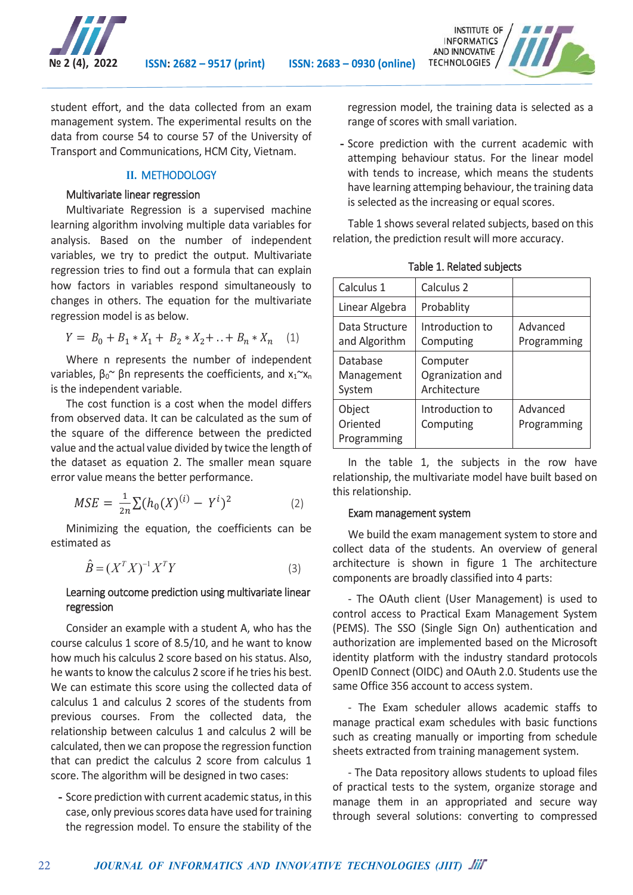student effort, and the data collected from an exam management system. The experimental results on the data from course 54 to course 57 of the University of Transport and Communications, HCM City, Vietnam.

## II. METHODOLOGY

### Multivariate linear regression

Multivariate Regression is a supervised machine learning algorithm involving multiple data variables for analysis. Based on the number of independent variables, we try to predict the output. Multivariate regression tries to find out a formula that can explain how factors in variables respond simultaneously to changes in others. The equation for the multivariate regression model is as below.

$$Y = B_0 + B_1 * X_1 + B_2 * X_2 + .. + B_n * X_n \quad (1)$$

Where n represents the number of independent variables, $\beta_0 \sim \beta n$ represents the coefficients, and $x_1 \sim x_n$ is the independent variable.

The cost function is a cost when the model differs from observed data. It can be calculated as the sum of the square of the difference between the predicted value and the actual value divided by twice the length of the dataset as equation 2. The smaller mean square error value means the better performance.

$$MSE = \frac{1}{2n} \sum (h_0(X)^{(i)} - Y^i)^2 \quad (2)$$

Minimizing the equation, the coefficients can be estimated as

$$\hat{B} = (X^T X)^{-1} X^T Y \quad (3)$$

### Learning outcome prediction using multivariate linear regression

Consider an example with a student A, who has the course calculus 1 score of 8.5/10, and he want to know how much his calculus 2 score based on his status. Also, he wants to know the calculus 2 score if he tries his best. We can estimate this score using the collected data of calculus 1 and calculus 2 scores of the students from previous courses. From the collected data, the relationship between calculus 1 and calculus 2 will be calculated, then we can propose the regression function that can predict the calculus 2 score from calculus 1 score. The algorithm will be designed in two cases:

- Score prediction with current academic status, in this case, only previous scores data have used for training the regression model. To ensure the stability of the regression model, the training data is selected as a range of scores with small variation.
- Score prediction with the current academic with attemping behaviour status. For the linear model with tends to increase, which means the students have learning attemping behaviour, the training data is selected as the increasing or equal scores.

Table 1 shows several related subjects, based on this relation, the prediction result will more accuracy.

Table 1. Related subjects

| | | |
|---|---|---|
| Calculus 1 | Calculus 2 | |
| Linear Algebra | Probablity | |
| Data Structure and Algorithm | Introduction to Computing | Advanced Programming |
| Database Management System | Computer Ogranization and Architecture | |
| Object Oriented Programming | Introduction to Computing | Advanced Programming |

In the table 1, the subjects in the row have relationship, the multivariate model have built based on this relationship.

### Exam management system

We build the exam management system to store and collect data of the students. An overview of general architecture is shown in figure 1 The architecture components are broadly classified into 4 parts:

- The OAuth client (User Management) is used to control access to Practical Exam Management System (PEMS). The SSO (Single Sign On) authentication and authorization are implemented based on the Microsoft identity platform with the industry standard protocols OpenID Connect (OIDC) and OAuth 2.0. Students use the same Office 356 account to access system.

- The Exam scheduler allows academic staffs to manage practical exam schedules with basic functions such as creating manually or importing from schedule sheets extracted from training management system.

- The Data repository allows students to upload files of practical tests to the system, organize storage and manage them in an appropriated and secure way through several solutions: converting to compressed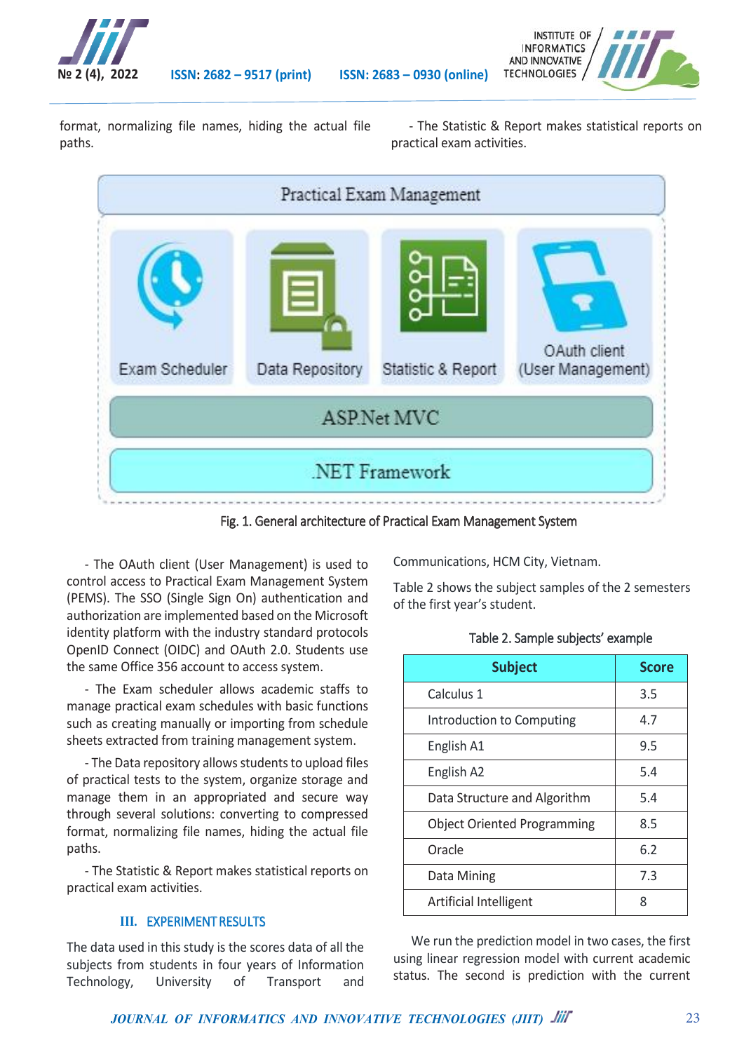format, normalizing file names, hiding the actual file paths.

- The Statistic & Report makes statistical reports on practical exam activities.

Fig. 1. General architecture of Practical Exam Management System

- The OAuth client (User Management) is used to control access to Practical Exam Management System (PEMS). The SSO (Single Sign On) authentication and authorization are implemented based on the Microsoft identity platform with the industry standard protocols OpenID Connect (OIDC) and OAuth 2.0. Students use the same Office 356 account to access system.

- The Exam scheduler allows academic staffs to manage practical exam schedules with basic functions such as creating manually or importing from schedule sheets extracted from training management system.

- The Data repository allows students to upload files of practical tests to the system, organize storage and manage them in an appropriated and secure way through several solutions: converting to compressed format, normalizing file names, hiding the actual file paths.

- The Statistic & Report makes statistical reports on practical exam activities.

## III. EXPERIMENT RESULTS

The data used in this study is the scores data of all the subjects from students in four years of Information Technology, University of Transport and Communications, HCM City, Vietnam.

Table 2 shows the subject samples of the 2 semesters of the first year's student.

Table 2. Sample subjects' example

| Subject | Score |
|---|---|
| Calculus 1 | 3.5 |
| Introduction to Computing | 4.7 |
| English A1 | 9.5 |
| English A2 | 5.4 |
| Data Structure and Algorithm | 5.4 |
| Object Oriented Programming | 8.5 |
| Oracle | 6.2 |
| Data Mining | 7.3 |
| Artificial Intelligent | 8 |

We run the prediction model in two cases, the first using linear regression model with current academic status. The second is prediction with the current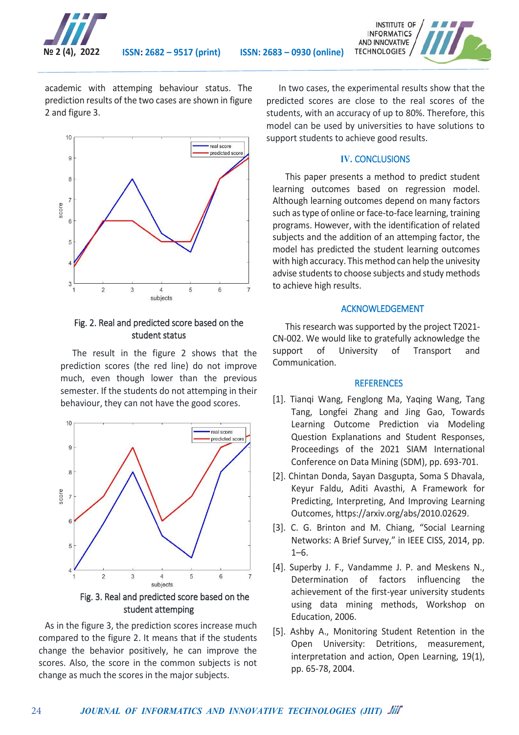academic with attemping behaviour status. The prediction results of the two cases are shown in figure 2 and figure 3.

Fig. 2. Real and predicted score based on the student status

The result in the figure 2 shows that the prediction scores (the red line) do not improve much, even though lower than the previous semester. If the students do not attemping in their behaviour, they can not have the good scores.

Fig. 3. Real and predicted score based on the student attemping

As in the figure 3, the prediction scores increase much compared to the figure 2. It means that if the students change the behavior positively, he can improve the scores. Also, the score in the common subjects is not change as much the scores in the major subjects.

In two cases, the experimental results show that the predicted scores are close to the real scores of the students, with an accuracy of up to 80%. Therefore, this model can be used by universities to have solutions to support students to achieve good results.

## IV. CONCLUSIONS

This paper presents a method to predict student learning outcomes based on regression model. Although learning outcomes depend on many factors such as type of online or face-to-face learning, training programs. However, with the identification of related subjects and the addition of an attemping factor, the model has predicted the student learning outcomes with high accuracy. This method can help the univesity advise students to choose subjects and study methods to achieve high results.

## ACKNOWLEDGEMENT

This research was supported by the project T2021-CN-002. We would like to gratefully acknowledge the support of University of Transport and Communication.

## REFERENCES

[1]. Tianqi Wang, Fenglong Ma, Yaqing Wang, Tang Tang, Longfei Zhang and Jing Gao, Towards Learning Outcome Prediction via Modeling Question Explanations and Student Responses, Proceedings of the 2021 SIAM International Conference on Data Mining (SDM), pp. 693-701.

[2]. Chintan Donda, Sayan Dasgupta, Soma S Dhavala, Keyur Faldu, Aditi Avasthi, A Framework for Predicting, Interpreting, And Improving Learning Outcomes, https://arxiv.org/abs/2010.02629.

[3]. C. G. Brinton and M. Chiang, "Social Learning Networks: A Brief Survey," in IEEE CISS, 2014, pp. 1–6.

[4]. Superby J. F., Vandamme J. P. and Meskens N., Determination of factors influencing the achievement of the first-year university students using data mining methods, Workshop on Education, 2006.

[5]. Ashby A., Monitoring Student Retention in the Open University: Detritions, measurement, interpretation and action, Open Learning, 19(1), pp. 65-78, 2004.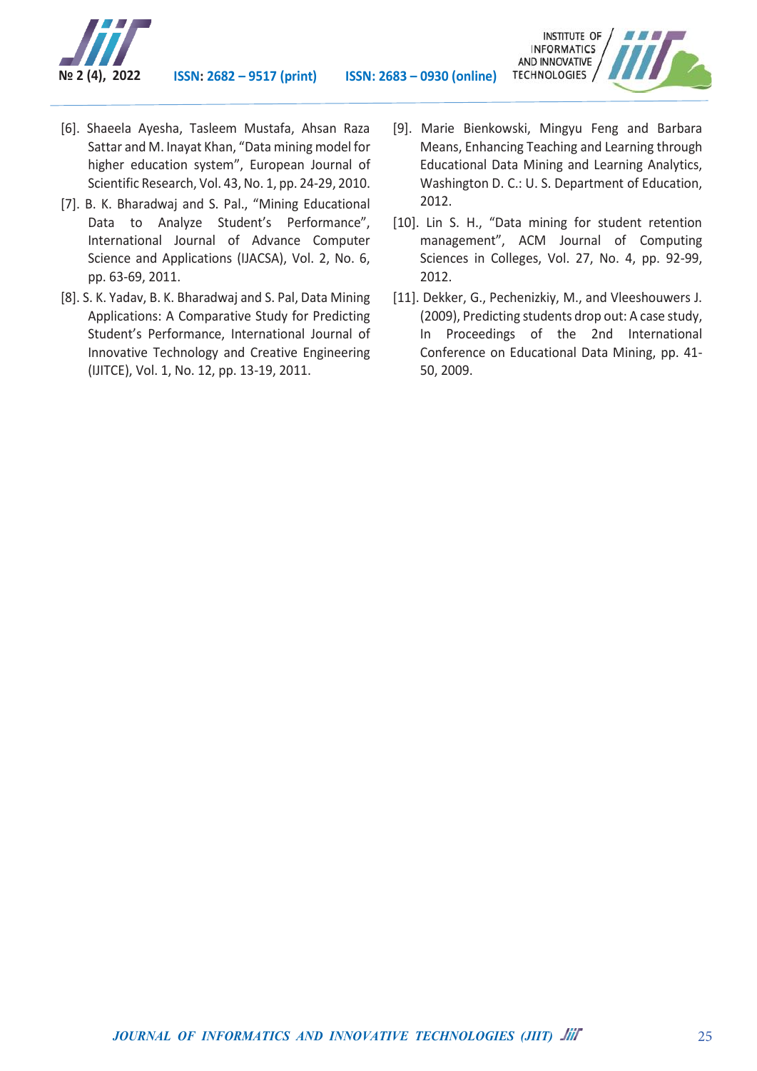[6]. Shaeela Ayesha, Tasleem Mustafa, Ahsan Raza Sattar and M. Inayat Khan, "Data mining model for higher education system", European Journal of Scientific Research, Vol. 43, No. 1, pp. 24-29, 2010.

[7]. B. K. Bharadwaj and S. Pal., "Mining Educational Data to Analyze Student's Performance", International Journal of Advance Computer Science and Applications (IJACSA), Vol. 2, No. 6, pp. 63-69, 2011.

[8]. S. K. Yadav, B. K. Bharadwaj and S. Pal, Data Mining Applications: A Comparative Study for Predicting Student's Performance, International Journal of Innovative Technology and Creative Engineering (IJITCE), Vol. 1, No. 12, pp. 13-19, 2011.

[9]. Marie Bienkowski, Mingyu Feng and Barbara Means, Enhancing Teaching and Learning through Educational Data Mining and Learning Analytics, Washington D. C.: U. S. Department of Education, 2012.

[10]. Lin S. H., "Data mining for student retention management", ACM Journal of Computing Sciences in Colleges, Vol. 27, No. 4, pp. 92-99, 2012.

[11]. Dekker, G., Pechenizkiy, M., and Vleeshouwers J. (2009), Predicting students drop out: A case study, In Proceedings of the 2nd International Conference on Educational Data Mining, pp. 41-50, 2009.